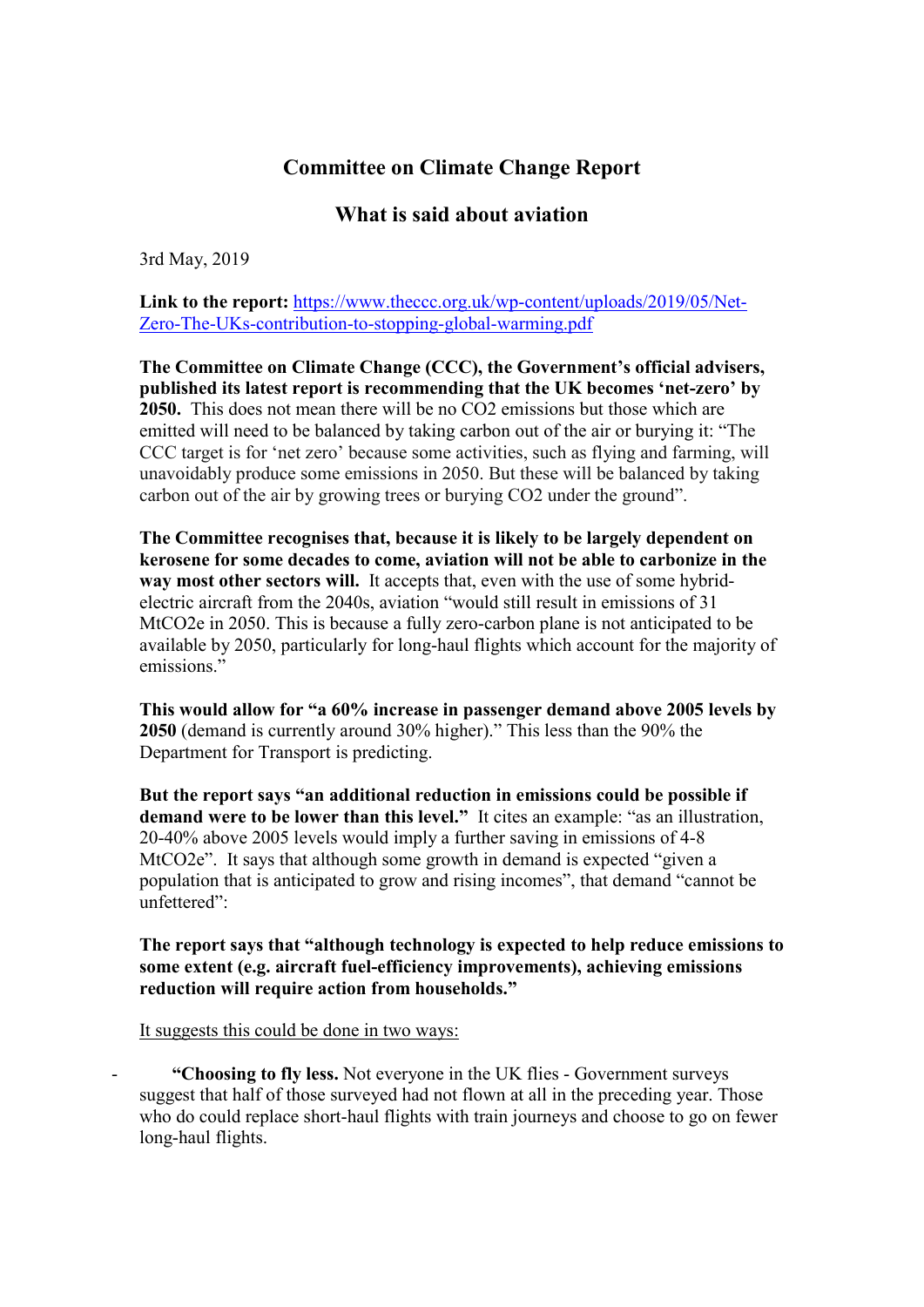# Committee on Climate Change Report

## What is said about aviation

3rd May, 2019

**Link to the report:** [https://www.theccc.org.uk/wp-content/uploads/2019/05/Net-Zero-The-UKs-contribution-to-stopping-global-warming.pdf](https://www.theccc.org.uk/wp-content/uploads/2019/05/Net-Zero-The-UKs-contribution-to-stopping-global-warming.pdf)

**The Committee on Climate Change (CCC), the Government's official advisers, published its latest report is recommending that the UK becomes 'net-zero' by 2050.** This does not mean there will be no CO2 emissions but those which are emitted will need to be balanced by taking carbon out of the air or burying it: "The CCC target is for 'net zero' because some activities, such as flying and farming, will unavoidably produce some emissions in 2050. But these will be balanced by taking carbon out of the air by growing trees or burying CO2 under the ground".

**The Committee recognises that, because it is likely to be largely dependent on kerosene for some decades to come, aviation will not be able to carbonize in the way most other sectors will.** It accepts that, even with the use of some hybrid-electric aircraft from the 2040s, aviation "would still result in emissions of 31 MtCO2e in 2050. This is because a fully zero-carbon plane is not anticipated to be available by 2050, particularly for long-haul flights which account for the majority of emissions."

**This would allow for "a 60% increase in passenger demand above 2005 levels by 2050** (demand is currently around 30% higher)." This less than the 90% the Department for Transport is predicting.

**But the report says "an additional reduction in emissions could be possible if demand were to be lower than this level."** It cites an example: "as an illustration, 20-40% above 2005 levels would imply a further saving in emissions of 4-8 MtCO2e". It says that although some growth in demand is expected "given a population that is anticipated to grow and rising incomes", that demand "cannot be unfettered":

**The report says that "although technology is expected to help reduce emissions to some extent (e.g. aircraft fuel-efficiency improvements), achieving emissions reduction will require action from households."**

<u>It suggests this could be done in two ways:</u>

- **"Choosing to fly less.** Not everyone in the UK flies - Government surveys suggest that half of those surveyed had not flown at all in the preceding year. Those who do could replace short-haul flights with train journeys and choose to go on fewer long-haul flights.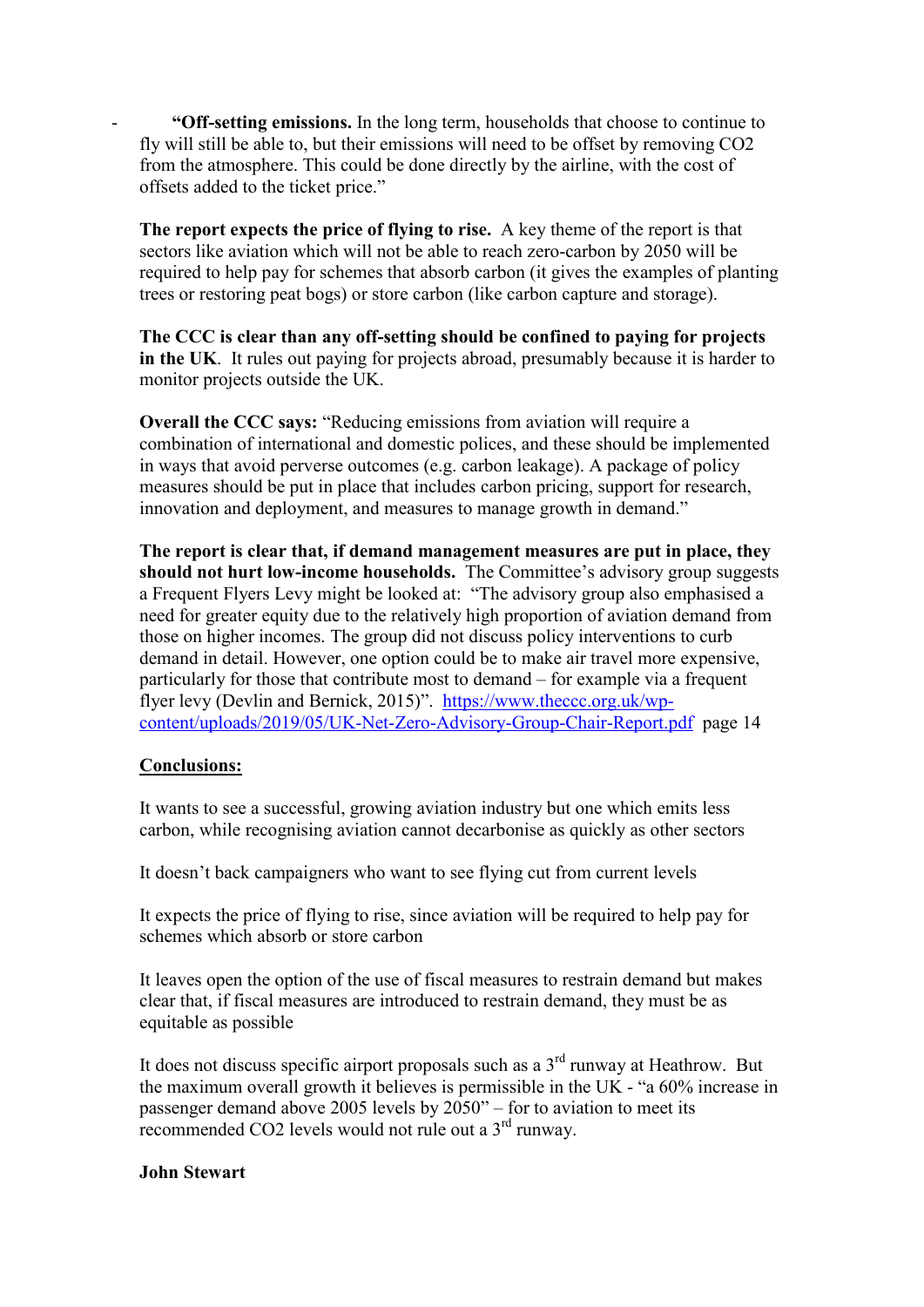- **"Off-setting emissions.** In the long term, households that choose to continue to fly will still be able to, but their emissions will need to be offset by removing $CO_2$ from the atmosphere. This could be done directly by the airline, with the cost of offsets added to the ticket price."

**The report expects the price of flying to rise.** A key theme of the report is that sectors like aviation which will not be able to reach zero-carbon by 2050 will be required to help pay for schemes that absorb carbon (it gives the examples of planting trees or restoring peat bogs) or store carbon (like carbon capture and storage).

**The CCC is clear than any off-setting should be confined to paying for projects in the UK**. It rules out paying for projects abroad, presumably because it is harder to monitor projects outside the UK.

**Overall the CCC says:** "Reducing emissions from aviation will require a combination of international and domestic polices, and these should be implemented in ways that avoid perverse outcomes (e.g. carbon leakage). A package of policy measures should be put in place that includes carbon pricing, support for research, innovation and deployment, and measures to manage growth in demand."

**The report is clear that, if demand management measures are put in place, they should not hurt low-income households.** The Committee's advisory group suggests a Frequent Flyers Levy might be looked at: "The advisory group also emphasised a need for greater equity due to the relatively high proportion of aviation demand from those on higher incomes. The group did not discuss policy interventions to curb demand in detail. However, one option could be to make air travel more expensive, particularly for those that contribute most to demand – for example via a frequent flyer levy (Devlin and Bernick, 2015)". https://www.theccc.org.uk/wp-content/uploads/2019/05/UK-Net-Zero-Advisory-Group-Chair-Report.pdf page 14

## Conclusions:

It wants to see a successful, growing aviation industry but one which emits less carbon, while recognising aviation cannot decarbonise as quickly as other sectors

It doesn't back campaigners who want to see flying cut from current levels

It expects the price of flying to rise, since aviation will be required to help pay for schemes which absorb or store carbon

It leaves open the option of the use of fiscal measures to restrain demand but makes clear that, if fiscal measures are introduced to restrain demand, they must be as equitable as possible

It does not discuss specific airport proposals such as a 3rd runway at Heathrow. But the maximum overall growth it believes is permissible in the UK - "a 60% increase in passenger demand above 2005 levels by 2050" – for to aviation to meet its recommended $CO_2$ levels would not rule out a 3rd runway.

**John Stewart**